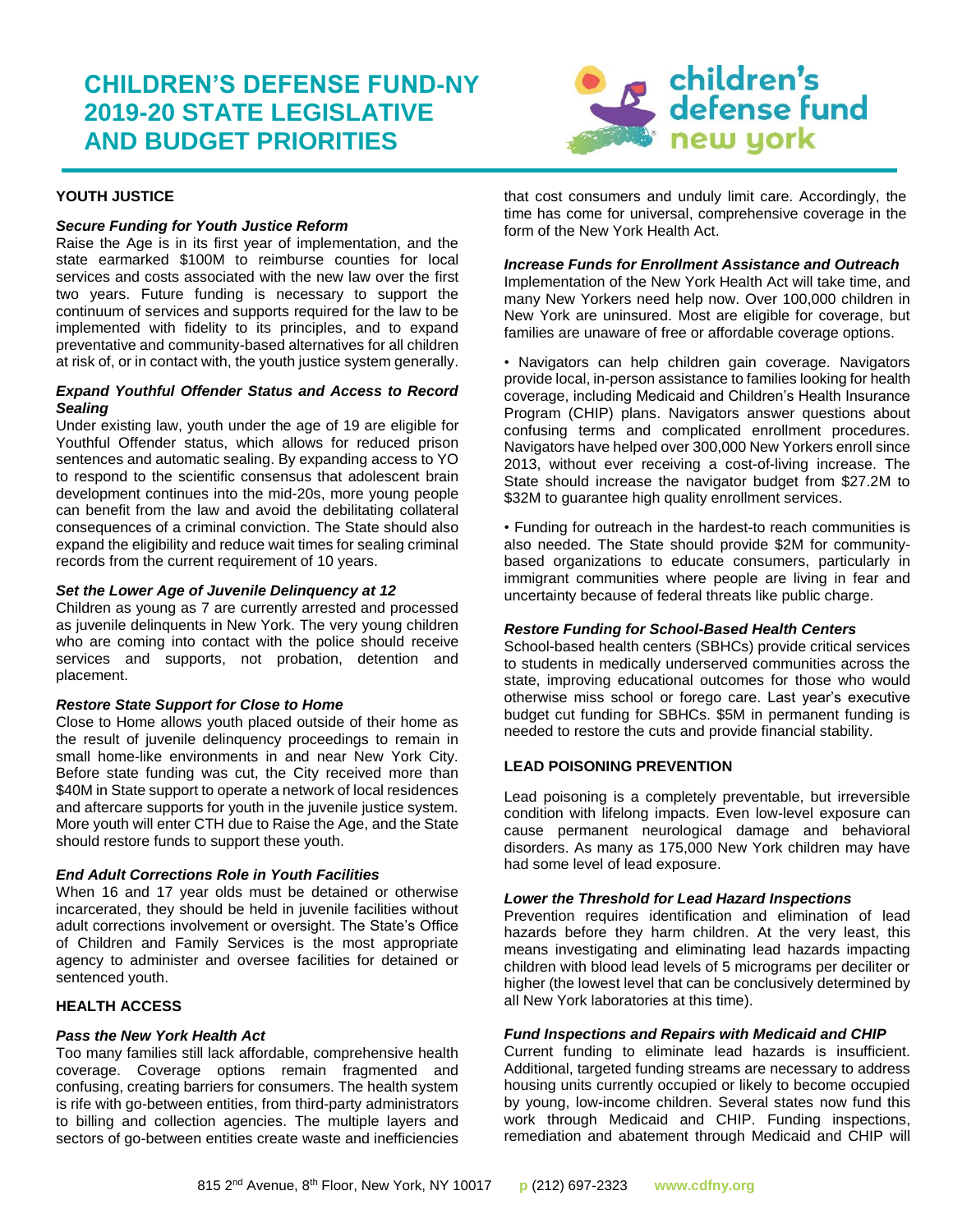# CHILDREN'S DEFENSE FUND-NY 2019-20 STATE LEGISLATIVE AND BUDGET PRIORITIES

## YOUTH JUSTICE

### *Secure Funding for Youth Justice Reform*

Raise the Age is in its first year of implementation, and the state earmarked $100M to reimburse counties for local services and costs associated with the new law over the first two years. Future funding is necessary to support the continuum of services and supports required for the law to be implemented with fidelity to its principles, and to expand preventative and community-based alternatives for all children at risk of, or in contact with, the youth justice system generally.

### *Expand Youthful Offender Status and Access to Record Sealing*

Under existing law, youth under the age of 19 are eligible for Youthful Offender status, which allows for reduced prison sentences and automatic sealing. By expanding access to YO to respond to the scientific consensus that adolescent brain development continues into the mid-20s, more young people can benefit from the law and avoid the debilitating collateral consequences of a criminal conviction. The State should also expand the eligibility and reduce wait times for sealing criminal records from the current requirement of 10 years.

### *Set the Lower Age of Juvenile Delinquency at 12*

Children as young as 7 are currently arrested and processed as juvenile delinquents in New York. The very young children who are coming into contact with the police should receive services and supports, not probation, detention and placement.

### *Restore State Support for Close to Home*

Close to Home allows youth placed outside of their home as the result of juvenile delinquency proceedings to remain in small home-like environments in and near New York City. Before state funding was cut, the City received more than $40M in State support to operate a network of local residences and aftercare supports for youth in the juvenile justice system. More youth will enter CTH due to Raise the Age, and the State should restore funds to support these youth.

### *End Adult Corrections Role in Youth Facilities*

When 16 and 17 year olds must be detained or otherwise incarcerated, they should be held in juvenile facilities without adult corrections involvement or oversight. The State's Office of Children and Family Services is the most appropriate agency to administer and oversee facilities for detained or sentenced youth.

## HEALTH ACCESS

### *Pass the New York Health Act*

Too many families still lack affordable, comprehensive health coverage. Coverage options remain fragmented and confusing, creating barriers for consumers. The health system is rife with go-between entities, from third-party administrators to billing and collection agencies. The multiple layers and sectors of go-between entities create waste and inefficiencies that cost consumers and unduly limit care. Accordingly, the time has come for universal, comprehensive coverage in the form of the New York Health Act.

### *Increase Funds for Enrollment Assistance and Outreach*

Implementation of the New York Health Act will take time, and many New Yorkers need help now. Over 100,000 children in New York are uninsured. Most are eligible for coverage, but families are unaware of free or affordable coverage options.

- Navigators can help children gain coverage. Navigators provide local, in-person assistance to families looking for health coverage, including Medicaid and Children's Health Insurance Program (CHIP) plans. Navigators answer questions about confusing terms and complicated enrollment procedures. Navigators have helped over 300,000 New Yorkers enroll since 2013, without ever receiving a cost-of-living increase. The State should increase the navigator budget from $27.2M to $32M to guarantee high quality enrollment services.

- Funding for outreach in the hardest-to reach communities is also needed. The State should provide $2M for community-based organizations to educate consumers, particularly in immigrant communities where people are living in fear and uncertainty because of federal threats like public charge.

### *Restore Funding for School-Based Health Centers*

School-based health centers (SBHCs) provide critical services to students in medically underserved communities across the state, improving educational outcomes for those who would otherwise miss school or forego care. Last year's executive budget cut funding for SBHCs. $5M in permanent funding is needed to restore the cuts and provide financial stability.

## LEAD POISONING PREVENTION

Lead poisoning is a completely preventable, but irreversible condition with lifelong impacts. Even low-level exposure can cause permanent neurological damage and behavioral disorders. As many as 175,000 New York children may have had some level of lead exposure.

### *Lower the Threshold for Lead Hazard Inspections*

Prevention requires identification and elimination of lead hazards before they harm children. At the very least, this means investigating and eliminating lead hazards impacting children with blood lead levels of 5 micrograms per deciliter or higher (the lowest level that can be conclusively determined by all New York laboratories at this time).

### *Fund Inspections and Repairs with Medicaid and CHIP*

Current funding to eliminate lead hazards is insufficient. Additional, targeted funding streams are necessary to address housing units currently occupied or likely to become occupied by young, low-income children. Several states now fund this work through Medicaid and CHIP. Funding inspections, remediation and abatement through Medicaid and CHIP will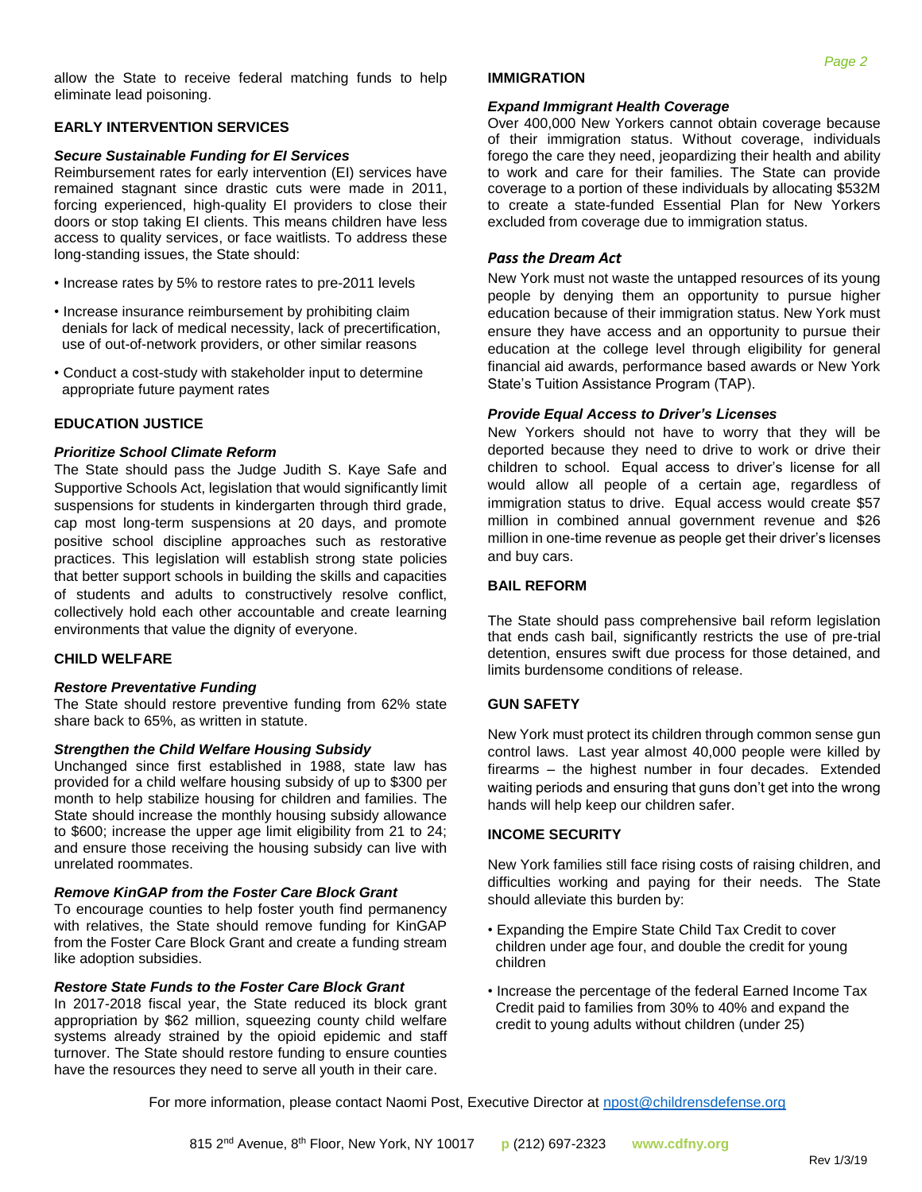allow the State to receive federal matching funds to help eliminate lead poisoning.

## EARLY INTERVENTION SERVICES

### *Secure Sustainable Funding for EI Services*

Reimbursement rates for early intervention (EI) services have remained stagnant since drastic cuts were made in 2011, forcing experienced, high-quality EI providers to close their doors or stop taking EI clients. This means children have less access to quality services, or face waitlists. To address these long-standing issues, the State should:

- Increase rates by 5% to restore rates to pre-2011 levels
- Increase insurance reimbursement by prohibiting claim denials for lack of medical necessity, lack of precertification, use of out-of-network providers, or other similar reasons
- Conduct a cost-study with stakeholder input to determine appropriate future payment rates

## EDUCATION JUSTICE

### *Prioritize School Climate Reform*

The State should pass the Judge Judith S. Kaye Safe and Supportive Schools Act, legislation that would significantly limit suspensions for students in kindergarten through third grade, cap most long-term suspensions at 20 days, and promote positive school discipline approaches such as restorative practices. This legislation will establish strong state policies that better support schools in building the skills and capacities of students and adults to constructively resolve conflict, collectively hold each other accountable and create learning environments that value the dignity of everyone.

## CHILD WELFARE

### *Restore Preventative Funding*

The State should restore preventive funding from 62% state share back to 65%, as written in statute.

### *Strengthen the Child Welfare Housing Subsidy*

Unchanged since first established in 1988, state law has provided for a child welfare housing subsidy of up to $300 per month to help stabilize housing for children and families. The State should increase the monthly housing subsidy allowance to $600; increase the upper age limit eligibility from 21 to 24; and ensure those receiving the housing subsidy can live with unrelated roommates.

### *Remove KinGAP from the Foster Care Block Grant*

To encourage counties to help foster youth find permanency with relatives, the State should remove funding for KinGAP from the Foster Care Block Grant and create a funding stream like adoption subsidies.

### *Restore State Funds to the Foster Care Block Grant*

In 2017-2018 fiscal year, the State reduced its block grant appropriation by $62 million, squeezing county child welfare systems already strained by the opioid epidemic and staff turnover. The State should restore funding to ensure counties have the resources they need to serve all youth in their care.

## IMMIGRATION

### *Expand Immigrant Health Coverage*

Over 400,000 New Yorkers cannot obtain coverage because of their immigration status. Without coverage, individuals forego the care they need, jeopardizing their health and ability to work and care for their families. The State can provide coverage to a portion of these individuals by allocating $532M to create a state-funded Essential Plan for New Yorkers excluded from coverage due to immigration status.

### *Pass the Dream Act*

New York must not waste the untapped resources of its young people by denying them an opportunity to pursue higher education because of their immigration status. New York must ensure they have access and an opportunity to pursue their education at the college level through eligibility for general financial aid awards, performance based awards or New York State's Tuition Assistance Program (TAP).

### *Provide Equal Access to Driver's Licenses*

New Yorkers should not have to worry that they will be deported because they need to drive to work or drive their children to school. Equal access to driver's license for all would allow all people of a certain age, regardless of immigration status to drive. Equal access would create $57 million in combined annual government revenue and $26 million in one-time revenue as people get their driver's licenses and buy cars.

## BAIL REFORM

The State should pass comprehensive bail reform legislation that ends cash bail, significantly restricts the use of pre-trial detention, ensures swift due process for those detained, and limits burdensome conditions of release.

## GUN SAFETY

New York must protect its children through common sense gun control laws. Last year almost 40,000 people were killed by firearms – the highest number in four decades. Extended waiting periods and ensuring that guns don't get into the wrong hands will help keep our children safer.

## INCOME SECURITY

New York families still face rising costs of raising children, and difficulties working and paying for their needs. The State should alleviate this burden by:

- Expanding the Empire State Child Tax Credit to cover children under age four, and double the credit for young children
- Increase the percentage of the federal Earned Income Tax Credit paid to families from 30% to 40% and expand the credit to young adults without children (under 25)

For more information, please contact Naomi Post, Executive Director at npost@childrensdefense.org

815 2nd Avenue, 8th Floor, New York, NY 10017 p (212) 697-2323 www.cdfny.org

Rev 1/3/19